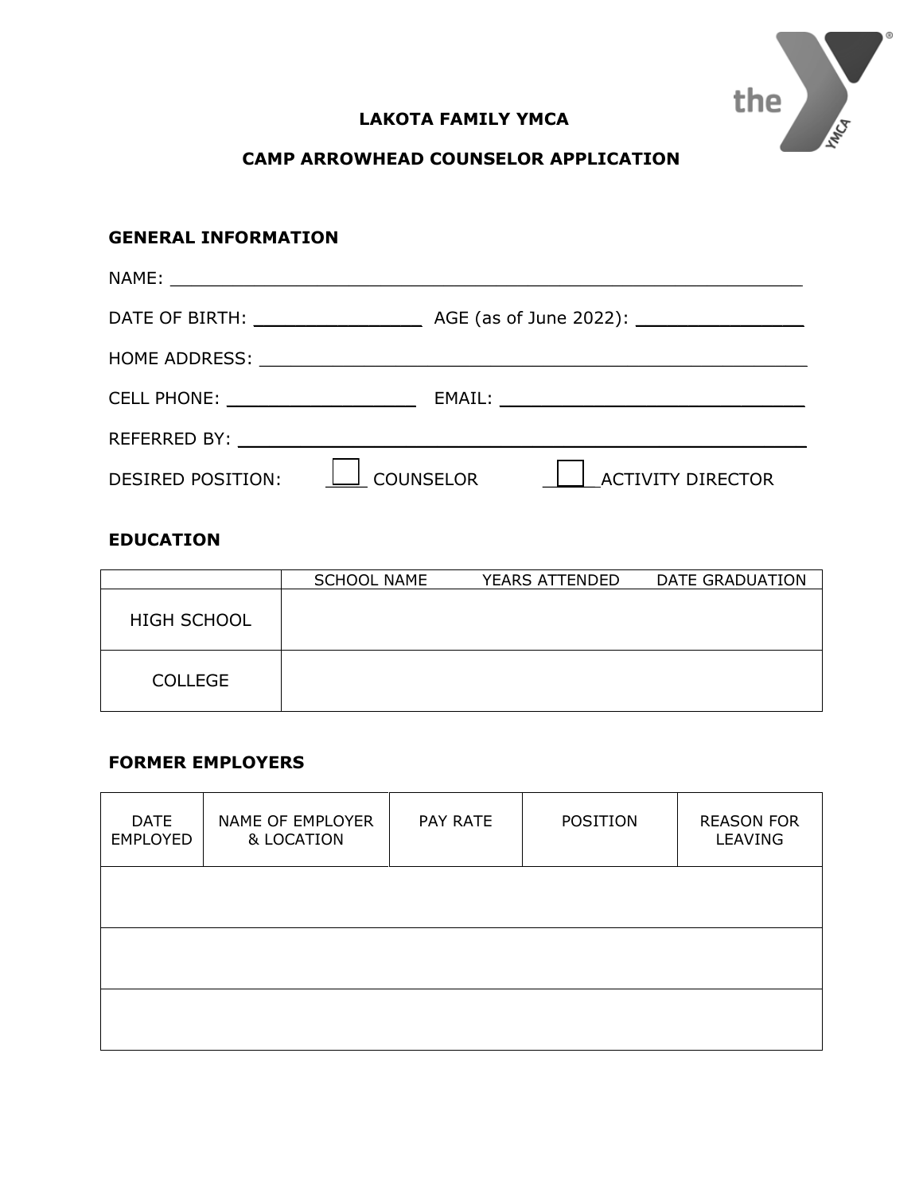# LAKOTA FAMILY YMCA

## CAMP ARROWHEAD COUNSELOR APPLICATION

### GENERAL INFORMATION

NAME: ______________________________________________________________

DATE OF BIRTH: ________________ AGE (as of June 2022): ________________

HOME ADDRESS: _______________________________________________________

CELL PHONE: __________________ EMAIL: _____________________________

REFERRED BY: ________________________________________________________

DESIRED POSITION: ☐ COUNSELOR ☐ ACTIVITY DIRECTOR

### EDUCATION

| | SCHOOL NAME | YEARS ATTENDED | DATE GRADUATION |
|---|---|---|---|
| HIGH SCHOOL | | | |
| COLLEGE | | | |

### FORMER EMPLOYERS

| DATE EMPLOYED | NAME OF EMPLOYER & LOCATION | PAY RATE | POSITION | REASON FOR LEAVING |
|---|---|---|---|---|
| | | | | |
| | | | | |
| | | | | |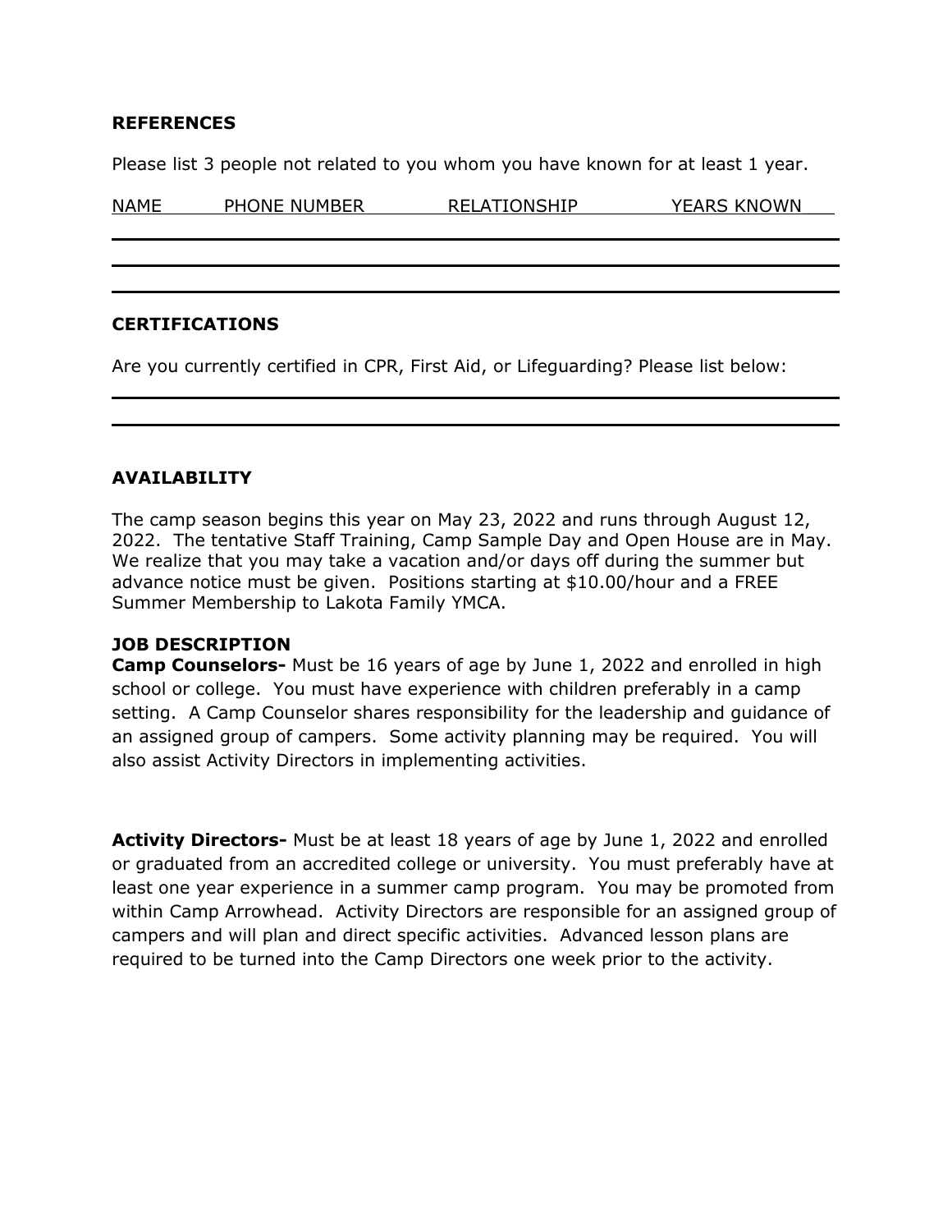**REFERENCES**

Please list 3 people not related to you whom you have known for at least 1 year.

| NAME | PHONE NUMBER | RELATIONSHIP | YEARS KNOWN |
|---|---|---|---|
| | | | |
| | | | |
| | | | |

**CERTIFICATIONS**

Are you currently certified in CPR, First Aid, or Lifeguarding? Please list below:

---

---

**AVAILABILITY**

The camp season begins this year on May 23, 2022 and runs through August 12, 2022. The tentative Staff Training, Camp Sample Day and Open House are in May. We realize that you may take a vacation and/or days off during the summer but advance notice must be given. Positions starting at $10.00/hour and a FREE Summer Membership to Lakota Family YMCA.

**JOB DESCRIPTION**

**Camp Counselors-** Must be 16 years of age by June 1, 2022 and enrolled in high school or college. You must have experience with children preferably in a camp setting. A Camp Counselor shares responsibility for the leadership and guidance of an assigned group of campers. Some activity planning may be required. You will also assist Activity Directors in implementing activities.

**Activity Directors-** Must be at least 18 years of age by June 1, 2022 and enrolled or graduated from an accredited college or university. You must preferably have at least one year experience in a summer camp program. You may be promoted from within Camp Arrowhead. Activity Directors are responsible for an assigned group of campers and will plan and direct specific activities. Advanced lesson plans are required to be turned into the Camp Directors one week prior to the activity.